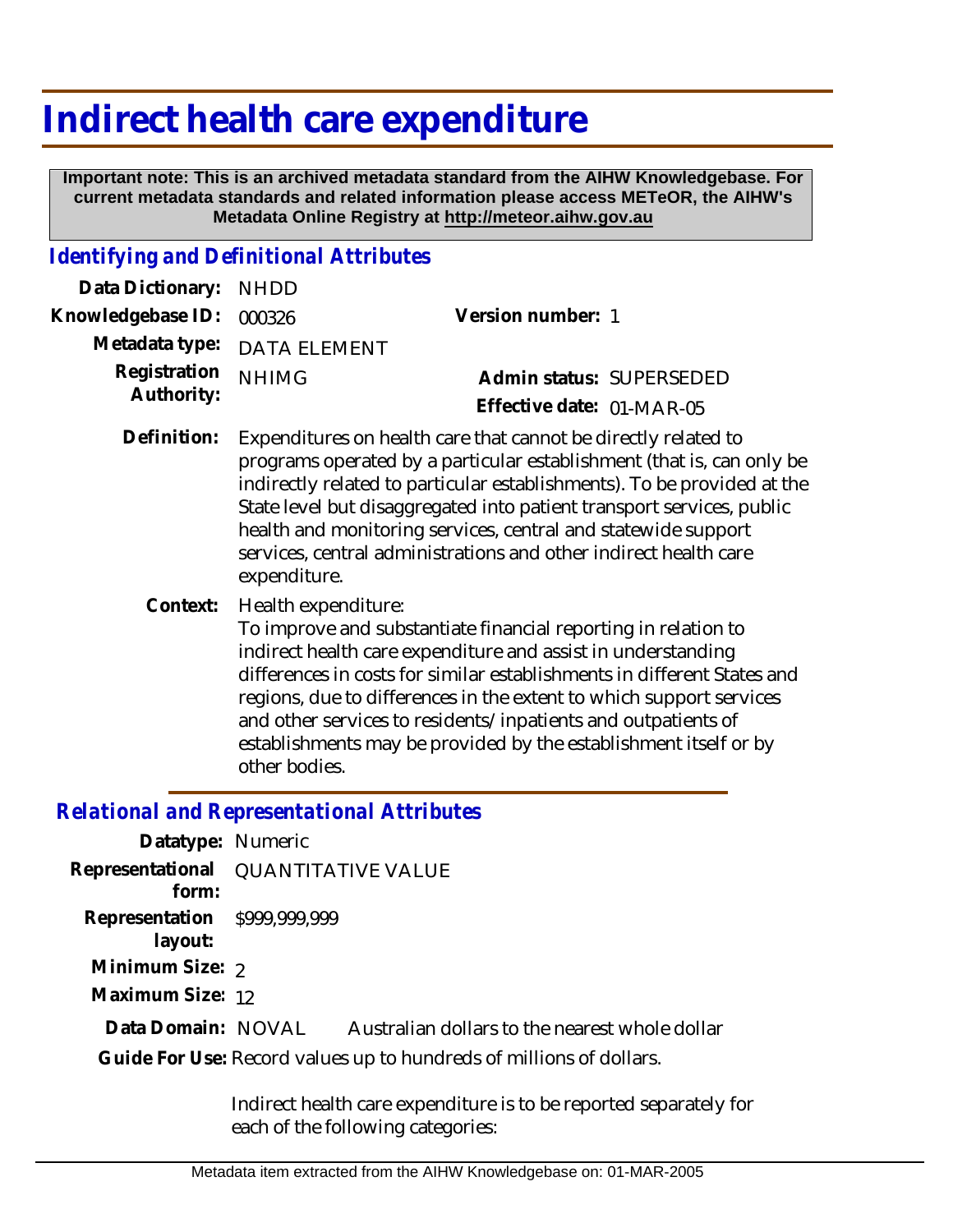# Indirect health care expenditure

**Important note: This is an archived metadata standard from the AIHW Knowledgebase. For current metadata standards and related information please access METeOR, the AIHW's Metadata Online Registry at http://meteor.aihw.gov.au**

## *Identifying and Definitional Attributes*

**Data Dictionary:** NHDD

**Knowledgebase ID:** 000326

**Version number:** 1

**Metadata type:** DATA ELEMENT

**Registration Authority:** NHIMG

**Admin status:** SUPERSEDED

**Effective date:** 01-MAR-05

**Definition:** Expenditures on health care that cannot be directly related to programs operated by a particular establishment (that is, can only be indirectly related to particular establishments). To be provided at the State level but disaggregated into patient transport services, public health and monitoring services, central and statewide support services, central administrations and other indirect health care expenditure.

**Context:** Health expenditure:
To improve and substantiate financial reporting in relation to indirect health care expenditure and assist in understanding differences in costs for similar establishments in different States and regions, due to differences in the extent to which support services and other services to residents/inpatients and outpatients of establishments may be provided by the establishment itself or by other bodies.

## *Relational and Representational Attributes*

**Datatype:** Numeric

**Representational form:** QUANTITATIVE VALUE

**Representation layout:** $999,999,999

**Minimum Size:** 2

**Maximum Size:** 12

**Data Domain:** NOVAL Australian dollars to the nearest whole dollar

**Guide For Use:** Record values up to hundreds of millions of dollars.

Indirect health care expenditure is to be reported separately for each of the following categories: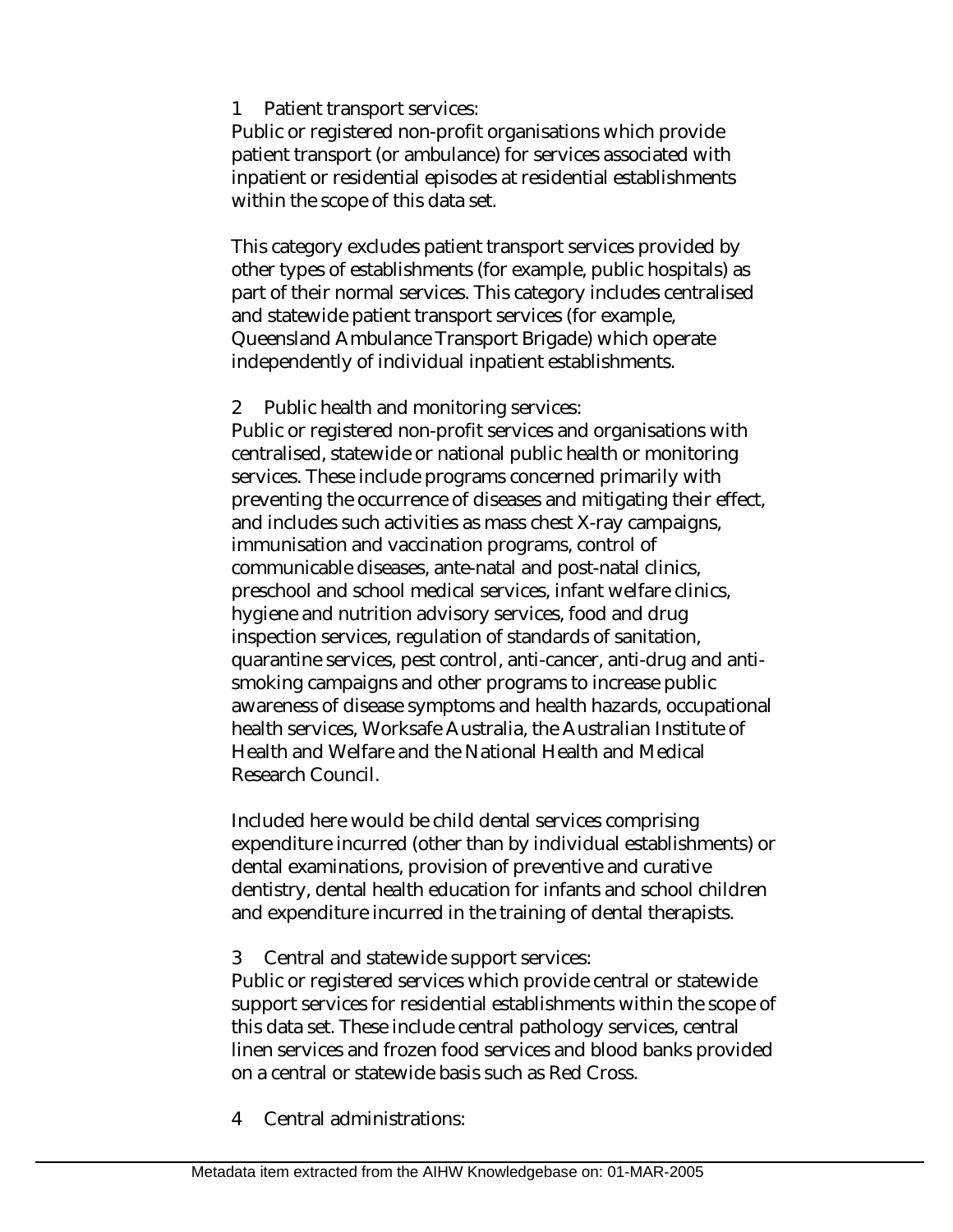1 Patient transport services:
Public or registered non-profit organisations which provide patient transport (or ambulance) for services associated with inpatient or residential episodes at residential establishments within the scope of this data set.

This category excludes patient transport services provided by other types of establishments (for example, public hospitals) as part of their normal services. This category includes centralised and statewide patient transport services (for example, Queensland Ambulance Transport Brigade) which operate independently of individual inpatient establishments.

2 Public health and monitoring services:
Public or registered non-profit services and organisations with centralised, statewide or national public health or monitoring services. These include programs concerned primarily with preventing the occurrence of diseases and mitigating their effect, and includes such activities as mass chest X-ray campaigns, immunisation and vaccination programs, control of communicable diseases, ante-natal and post-natal clinics, preschool and school medical services, infant welfare clinics, hygiene and nutrition advisory services, food and drug inspection services, regulation of standards of sanitation, quarantine services, pest control, anti-cancer, anti-drug and anti-smoking campaigns and other programs to increase public awareness of disease symptoms and health hazards, occupational health services, Worksafe Australia, the Australian Institute of Health and Welfare and the National Health and Medical Research Council.

Included here would be child dental services comprising expenditure incurred (other than by individual establishments) or dental examinations, provision of preventive and curative dentistry, dental health education for infants and school children and expenditure incurred in the training of dental therapists.

3 Central and statewide support services:
Public or registered services which provide central or statewide support services for residential establishments within the scope of this data set. These include central pathology services, central linen services and frozen food services and blood banks provided on a central or statewide basis such as Red Cross.

4 Central administrations: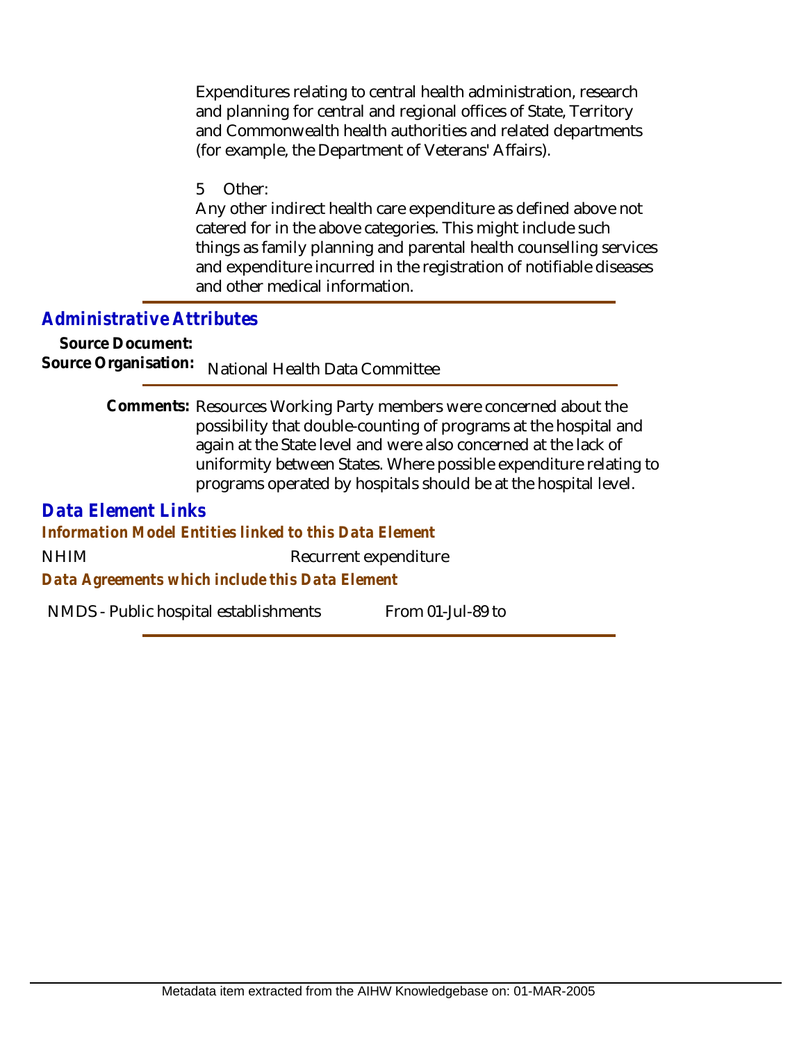Expenditures relating to central health administration, research and planning for central and regional offices of State, Territory and Commonwealth health authorities and related departments (for example, the Department of Veterans' Affairs).

5 Other:
Any other indirect health care expenditure as defined above not catered for in the above categories. This might include such things as family planning and parental health counselling services and expenditure incurred in the registration of notifiable diseases and other medical information.

## Administrative Attributes

**Source Document:**

**Source Organisation:** National Health Data Committee

**Comments:** Resources Working Party members were concerned about the possibility that double-counting of programs at the hospital and again at the State level and were also concerned at the lack of uniformity between States. Where possible expenditure relating to programs operated by hospitals should be at the hospital level.

## Data Element Links

### Information Model Entities linked to this Data Element

| | |
|---|---|
| NHIM | Recurrent expenditure |

### Data Agreements which include this Data Element

| | |
|---|---|
| NMDS - Public hospital establishments | From 01-Jul-89 to |

Metadata item extracted from the AIHW Knowledgebase on: 01-MAR-2005